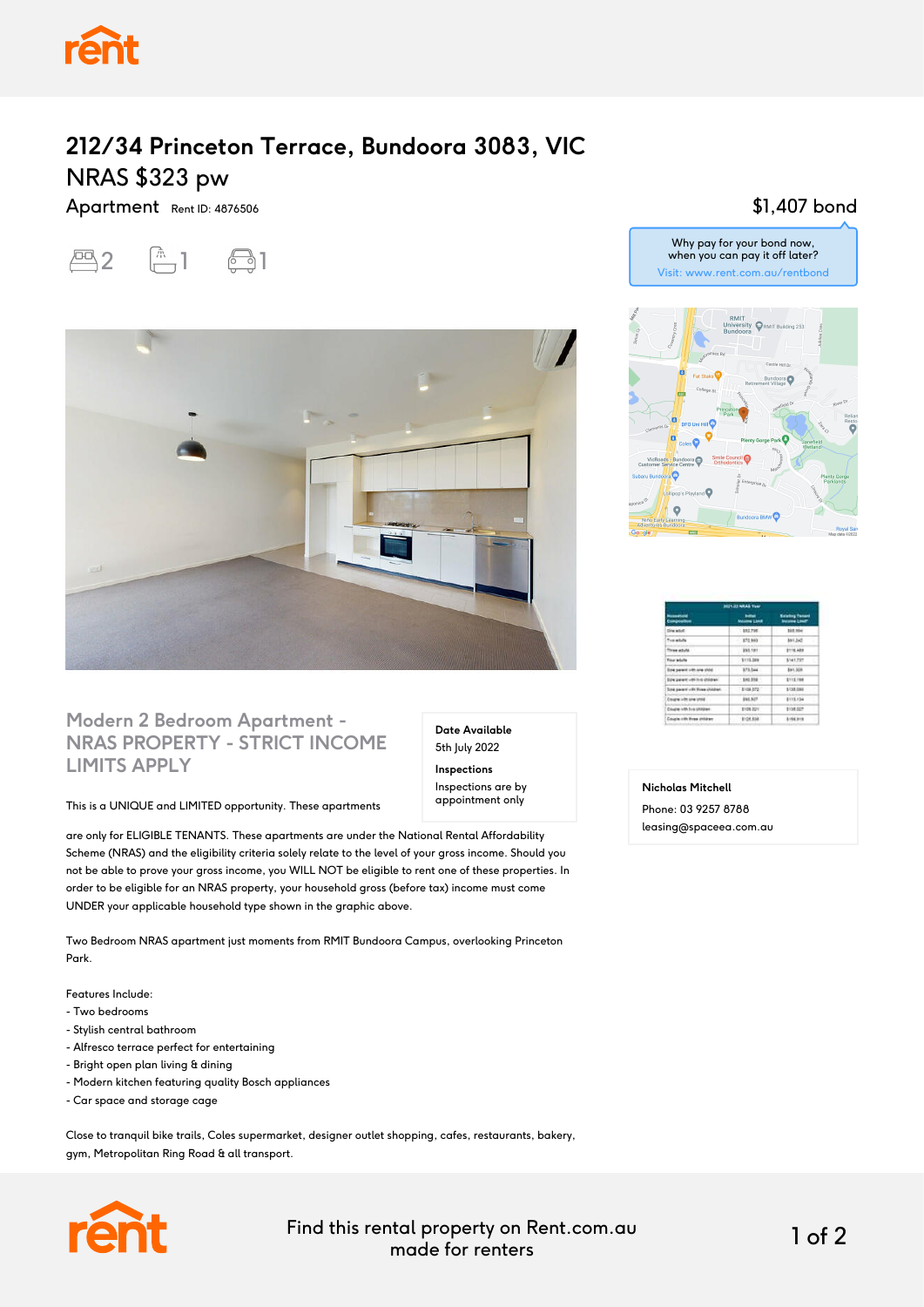# 212/34 Princeton Terrace, Bundoora 3083, VIC

NRAS $323 pw

Apartment Rent ID: 4876506

$1,407 bond

Why pay for your bond now, when you can pay it off later?
Visit: www.rent.com.au/rentbond

2 1 1

## Modern 2 Bedroom Apartment - NRAS PROPERTY - STRICT INCOME LIMITS APPLY

**Date Available**
5th July 2022

**Inspections**
Inspections are by appointment only

This is a UNIQUE and LIMITED opportunity. These apartments are only for ELIGIBLE TENANTS. These apartments are under the National Rental Affordability Scheme (NRAS) and the eligibility criteria solely relate to the level of your gross income. Should you not be able to prove your gross income, you WILL NOT be eligible to rent one of these properties. In order to be eligible for an NRAS property, your household gross (before tax) income must come UNDER your applicable household type shown in the graphic above.

Two Bedroom NRAS apartment just moments from RMIT Bundoora Campus, overlooking Princeton Park.

Features Include:
- Two bedrooms
- Stylish central bathroom
- Alfresco terrace perfect for entertaining
- Bright open plan living & dining
- Modern kitchen featuring quality Bosch appliances
- Car space and storage cage

Close to tranquil bike trails, Coles supermarket, designer outlet shopping, cafes, restaurants, bakery, gym, Metropolitan Ring Road & all transport.

**Nicholas Mitchell**
Phone: 03 9257 8788
leasing@spaceea.com.au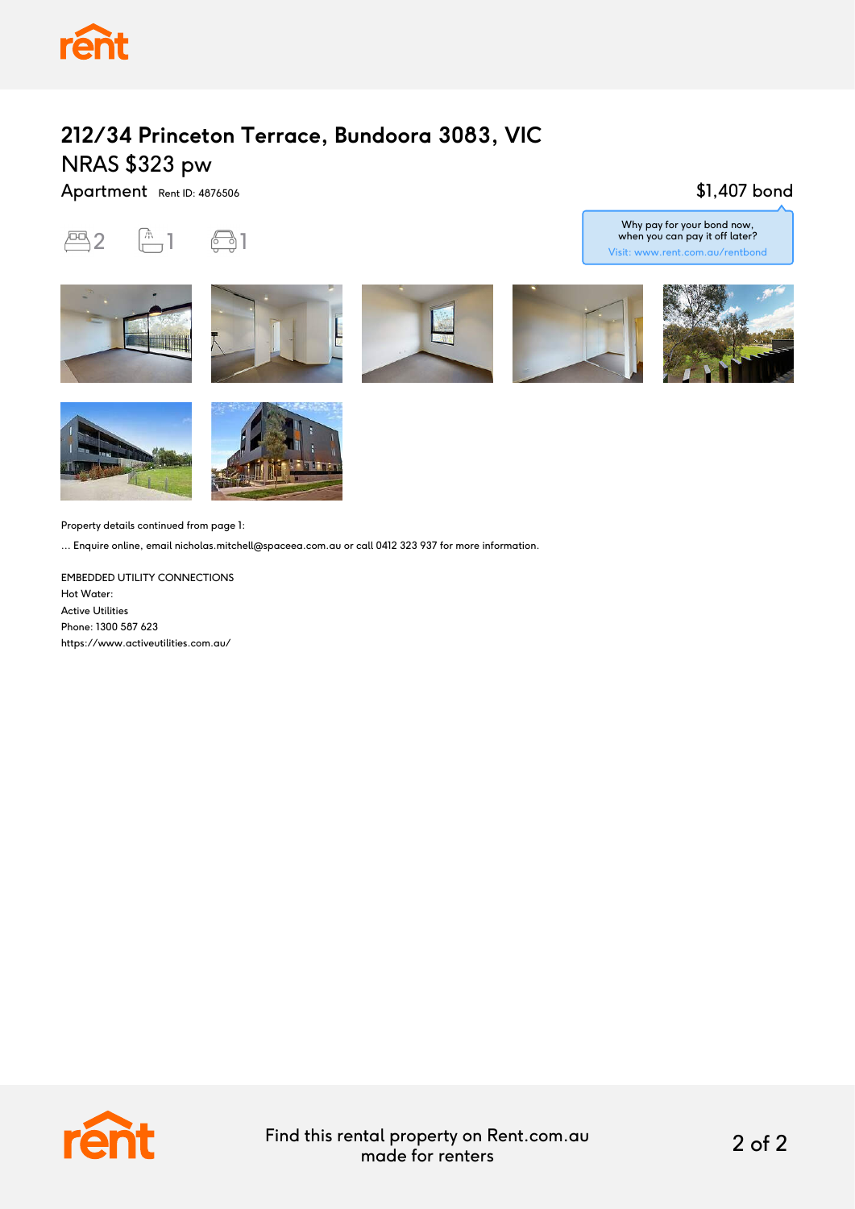# 212/34 Princeton Terrace, Bundoora 3083, VIC

NRAS $323 pw

Apartment Rent ID: 4876506

$1,407 bond

Why pay for your bond now, when you can pay it off later?
Visit: www.rent.com.au/rentbond

2 1 1

Property details continued from page 1:

... Enquire online, email nicholas.mitchell@spaceea.com.au or call 0412 323 937 for more information.

EMBEDDED UTILITY CONNECTIONS
Hot Water:
Active Utilities
Phone: 1300 587 623
https://www.activeutilities.com.au/

Find this rental property on Rent.com.au made for renters